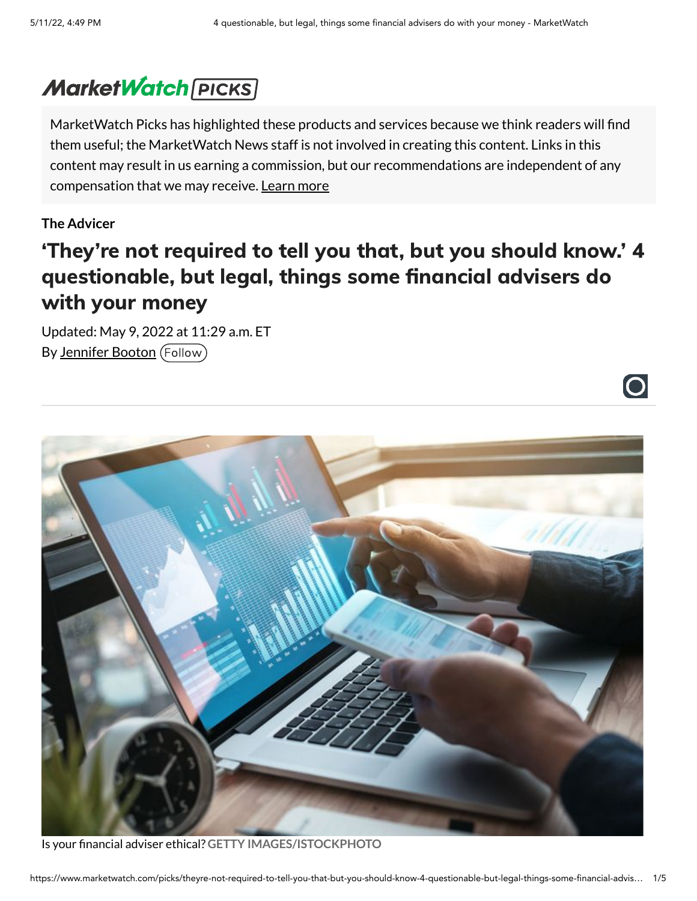MarketWatch PICKS

MarketWatch Picks has highlighted these products and services because we think readers will find them useful; the MarketWatch News staff is not involved in creating this content. Links in this content may result in us earning a commission, but our recommendations are independent of any compensation that we may receive. Learn more

**The Advicer**

# 'They're not required to tell you that, but you should know.' 4 questionable, but legal, things some financial advisers do with your money

Updated: May 9, 2022 at 11:29 a.m. ET

By Jennifer Booton (Follow)

Is your financial adviser ethical? GETTY IMAGES/ISTOCKPHOTO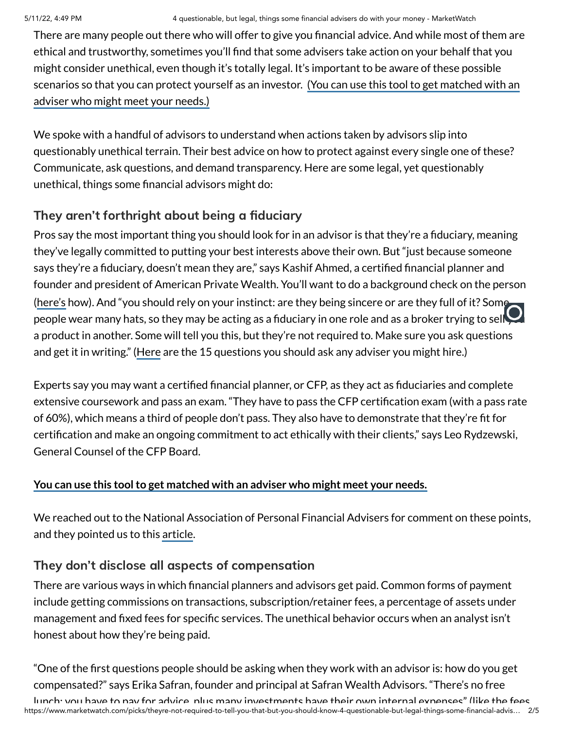There are many people out there who will offer to give you financial advice. And while most of them are ethical and trustworthy, sometimes you'll find that some advisers take action on your behalf that you might consider unethical, even though it's totally legal. It's important to be aware of these possible scenarios so that you can protect yourself as an investor. (You can use this tool to get matched with an adviser who might meet your needs.)

We spoke with a handful of advisors to understand when actions taken by advisors slip into questionably unethical terrain. Their best advice on how to protect against every single one of these? Communicate, ask questions, and demand transparency. Here are some legal, yet questionably unethical, things some financial advisors might do:

### They aren't forthright about being a fiduciary

Pros say the most important thing you should look for in an advisor is that they're a fiduciary, meaning they've legally committed to putting your best interests above their own. But "just because someone says they're a fiduciary, doesn't mean they are," says Kashif Ahmed, a certified financial planner and founder and president of American Private Wealth. You'll want to do a background check on the person (here's how). And "you should rely on your instinct: are they being sincere or are they full of it? Some people wear many hats, so they may be acting as a fiduciary in one role and as a broker trying to sell you a product in another. Some will tell you this, but they're not required to. Make sure you ask questions and get it in writing." (Here are the 15 questions you should ask any adviser you might hire.)

Experts say you may want a certified financial planner, or CFP, as they act as fiduciaries and complete extensive coursework and pass an exam. "They have to pass the CFP certification exam (with a pass rate of 60%), which means a third of people don't pass. They also have to demonstrate that they're fit for certification and make an ongoing commitment to act ethically with their clients," says Leo Rydzewski, General Counsel of the CFP Board.

**You can use this tool to get matched with an adviser who might meet your needs.**

We reached out to the National Association of Personal Financial Advisers for comment on these points, and they pointed us to this article.

### They don't disclose all aspects of compensation

There are various ways in which financial planners and advisors get paid. Common forms of payment include getting commissions on transactions, subscription/retainer fees, a percentage of assets under management and fixed fees for specific services. The unethical behavior occurs when an analyst isn't honest about how they're being paid.

"One of the first questions people should be asking when they work with an advisor is: how do you get compensated?" says Erika Safran, founder and principal at Safran Wealth Advisors. "There's no free lunch; you have to pay for advice, plus many investments have their own internal expenses" (like the fees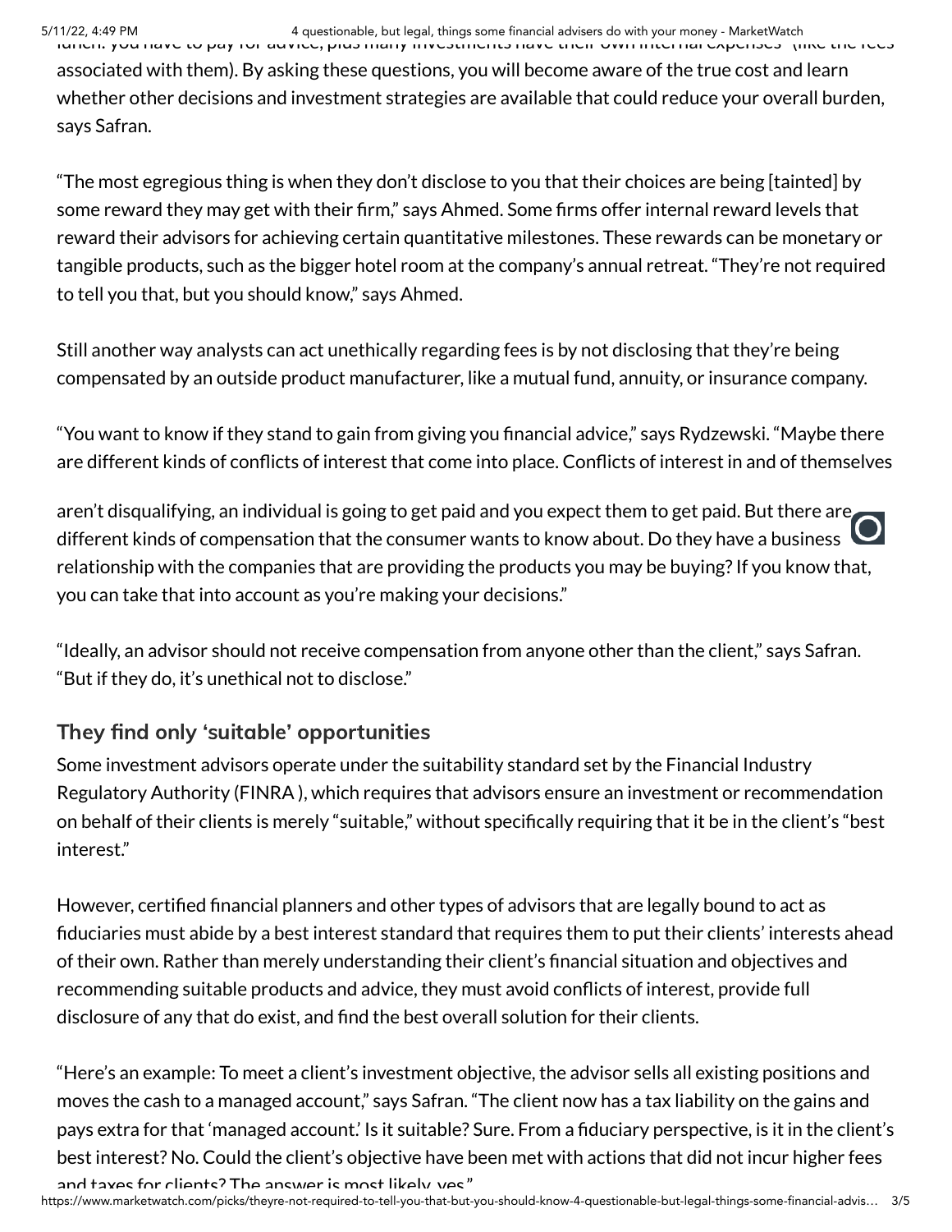lunch: you have to pay for advice, plus many investments have their own internal expenses (like the fees associated with them). By asking these questions, you will become aware of the true cost and learn whether other decisions and investment strategies are available that could reduce your overall burden, says Safran.

"The most egregious thing is when they don't disclose to you that their choices are being [tainted] by some reward they may get with their firm," says Ahmed. Some firms offer internal reward levels that reward their advisors for achieving certain quantitative milestones. These rewards can be monetary or tangible products, such as the bigger hotel room at the company's annual retreat. "They're not required to tell you that, but you should know," says Ahmed.

Still another way analysts can act unethically regarding fees is by not disclosing that they're being compensated by an outside product manufacturer, like a mutual fund, annuity, or insurance company.

"You want to know if they stand to gain from giving you financial advice," says Rydzewski. "Maybe there are different kinds of conflicts of interest that come into place. Conflicts of interest in and of themselves aren't disqualifying, an individual is going to get paid and you expect them to get paid. But there are different kinds of compensation that the consumer wants to know about. Do they have a business relationship with the companies that are providing the products you may be buying? If you know that, you can take that into account as you're making your decisions."

"Ideally, an advisor should not receive compensation from anyone other than the client," says Safran. "But if they do, it's unethical not to disclose."

### They find only 'suitable' opportunities

Some investment advisors operate under the suitability standard set by the Financial Industry Regulatory Authority (FINRA ), which requires that advisors ensure an investment or recommendation on behalf of their clients is merely "suitable," without specifically requiring that it be in the client's "best interest."

However, certified financial planners and other types of advisors that are legally bound to act as fiduciaries must abide by a best interest standard that requires them to put their clients' interests ahead of their own. Rather than merely understanding their client's financial situation and objectives and recommending suitable products and advice, they must avoid conflicts of interest, provide full disclosure of any that do exist, and find the best overall solution for their clients.

"Here's an example: To meet a client's investment objective, the advisor sells all existing positions and moves the cash to a managed account," says Safran. "The client now has a tax liability on the gains and pays extra for that 'managed account.' Is it suitable? Sure. From a fiduciary perspective, is it in the client's best interest? No. Could the client's objective have been met with actions that did not incur higher fees and taxes for clients? The answer is most likely, yes."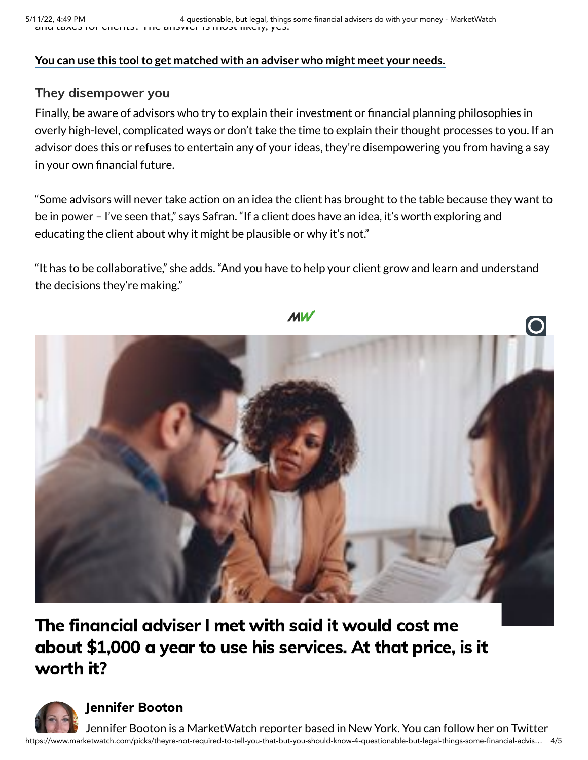and taxes for clients? The answer is most likely, yes.

**You can use this tool to get matched with an adviser who might meet your needs.**

## They disempower you

Finally, be aware of advisors who try to explain their investment or financial planning philosophies in overly high-level, complicated ways or don't take the time to explain their thought processes to you. If an advisor does this or refuses to entertain any of your ideas, they're disempowering you from having a say in your own financial future.

"Some advisors will never take action on an idea the client has brought to the table because they want to be in power – I've seen that," says Safran. "If a client does have an idea, it's worth exploring and educating the client about why it might be plausible or why it's not."

"It has to be collaborative," she adds. "And you have to help your client grow and learn and understand the decisions they're making."

## The financial adviser I met with said it would cost me about $1,000 a year to use his services. At that price, is it worth it?

**Jennifer Booton**

Jennifer Booton is a MarketWatch reporter based in New York. You can follow her on Twitter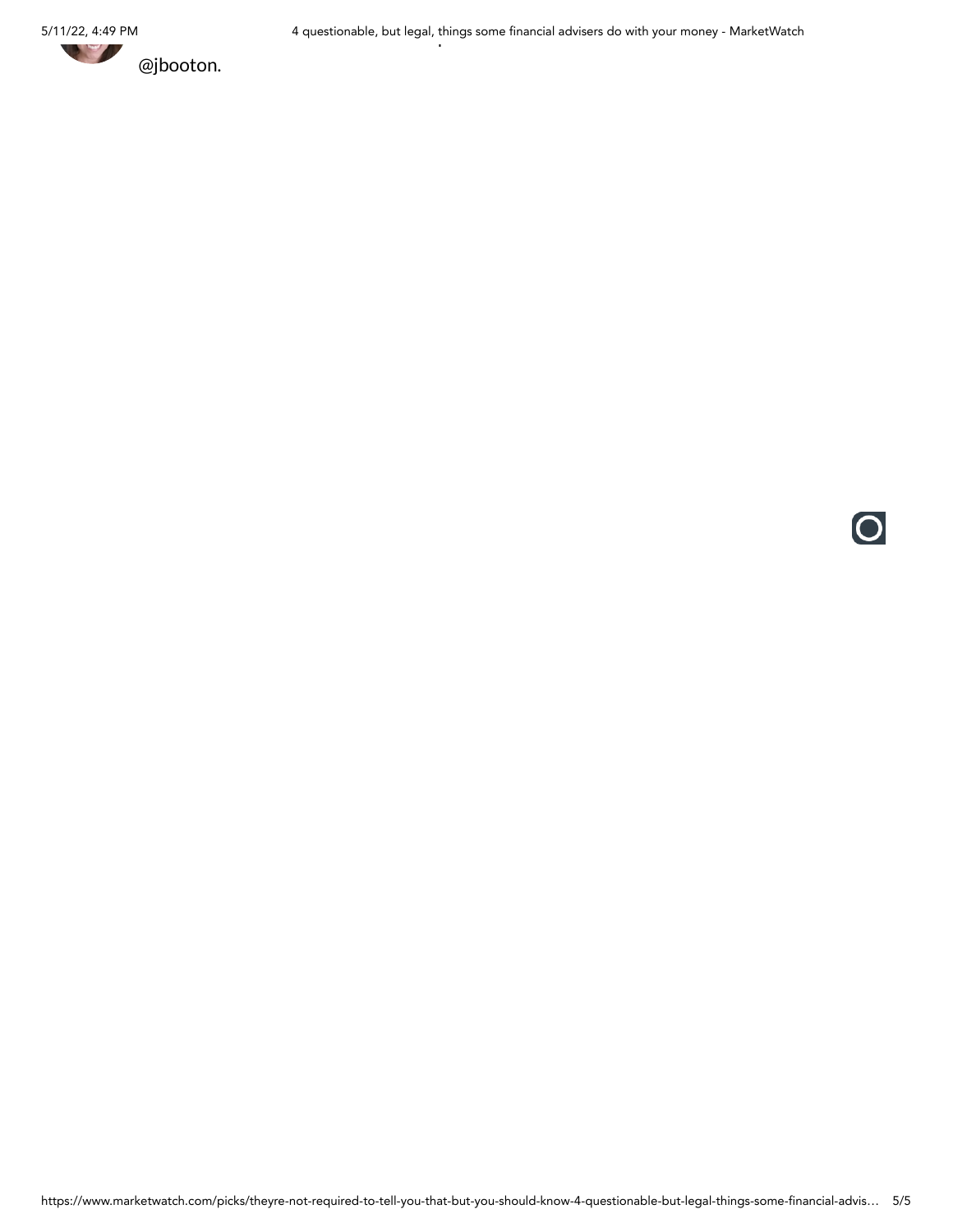@jbooton.